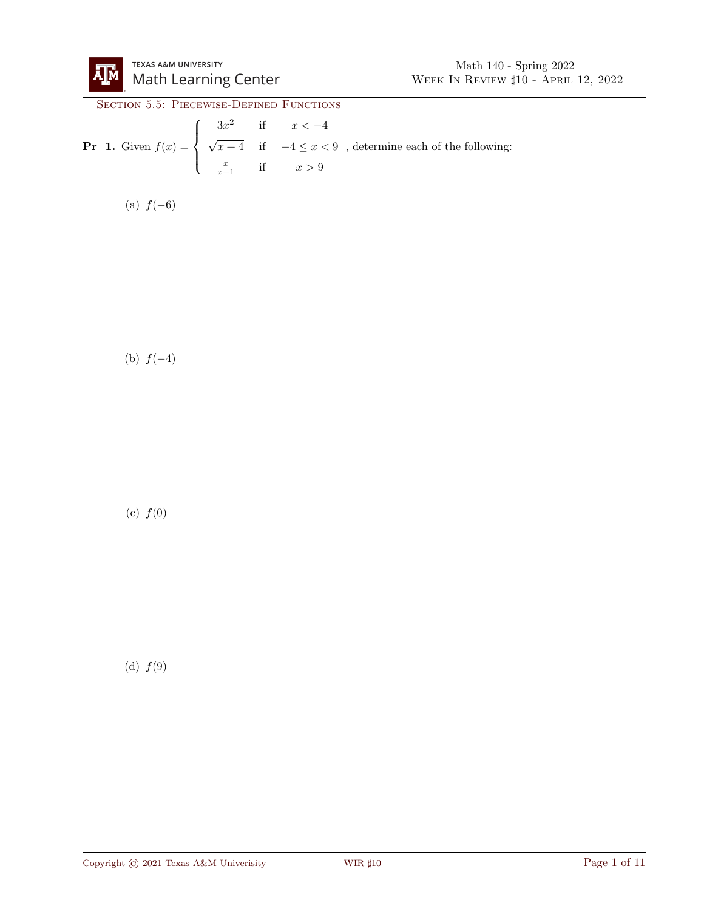## Section 5.5: Piecewise-Defined Functions

**Pr 1.** Given $f(x) = \begin{cases} 3x^2 & \text{if} \quad x < -4 \\ \sqrt{x+4} & \text{if} \quad -4 \leq x < 9 \\ \frac{x}{x+1} & \text{if} \quad x > 9 \end{cases}$, determine each of the following:

(a) $f(-6)$

(b) $f(-4)$

(c) $f(0)$

(d) $f(9)$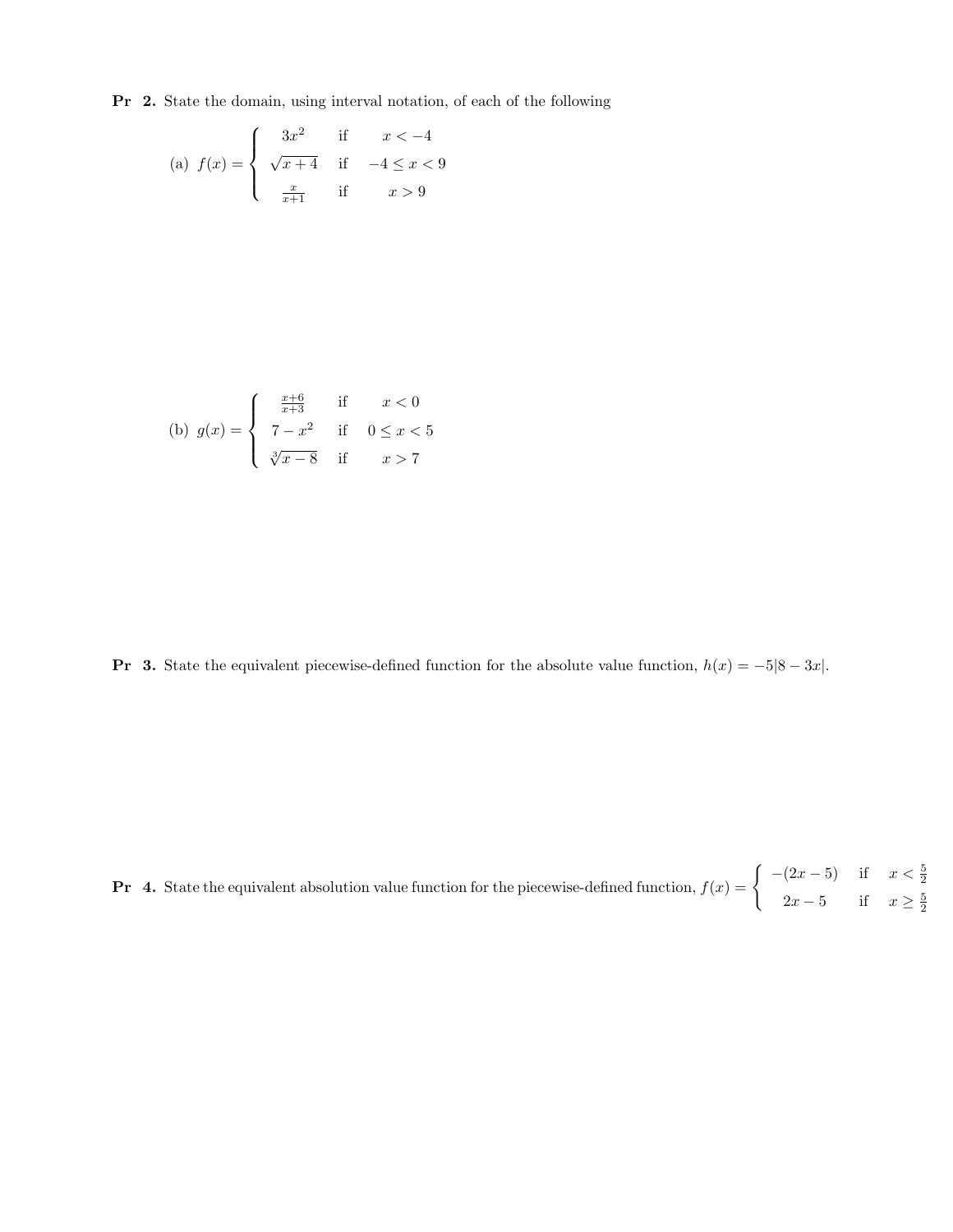**Pr 2.** State the domain, using interval notation, of each of the following

(a) $f(x) = \begin{cases} 3x^2 & \text{if} \quad x < -4 \\ \sqrt{x+4} & \text{if} \quad -4 \leq x < 9 \\ \frac{x}{x+1} & \text{if} \quad x > 9 \end{cases}$

(b) $g(x) = \begin{cases} \frac{x+6}{x+3} & \text{if} \quad x < 0 \\ 7 - x^2 & \text{if} \quad 0 \leq x < 5 \\ \sqrt[3]{x-8} & \text{if} \quad x > 7 \end{cases}$

**Pr 3.** State the equivalent piecewise-defined function for the absolute value function, $h(x) = -5|8 - 3x|$.

**Pr 4.** State the equivalent absolution value function for the piecewise-defined function, $f(x) = \begin{cases} -(2x-5) & \text{if} \quad x < \frac{5}{2} \\ 2x - 5 & \text{if} \quad x \geq \frac{5}{2} \end{cases}$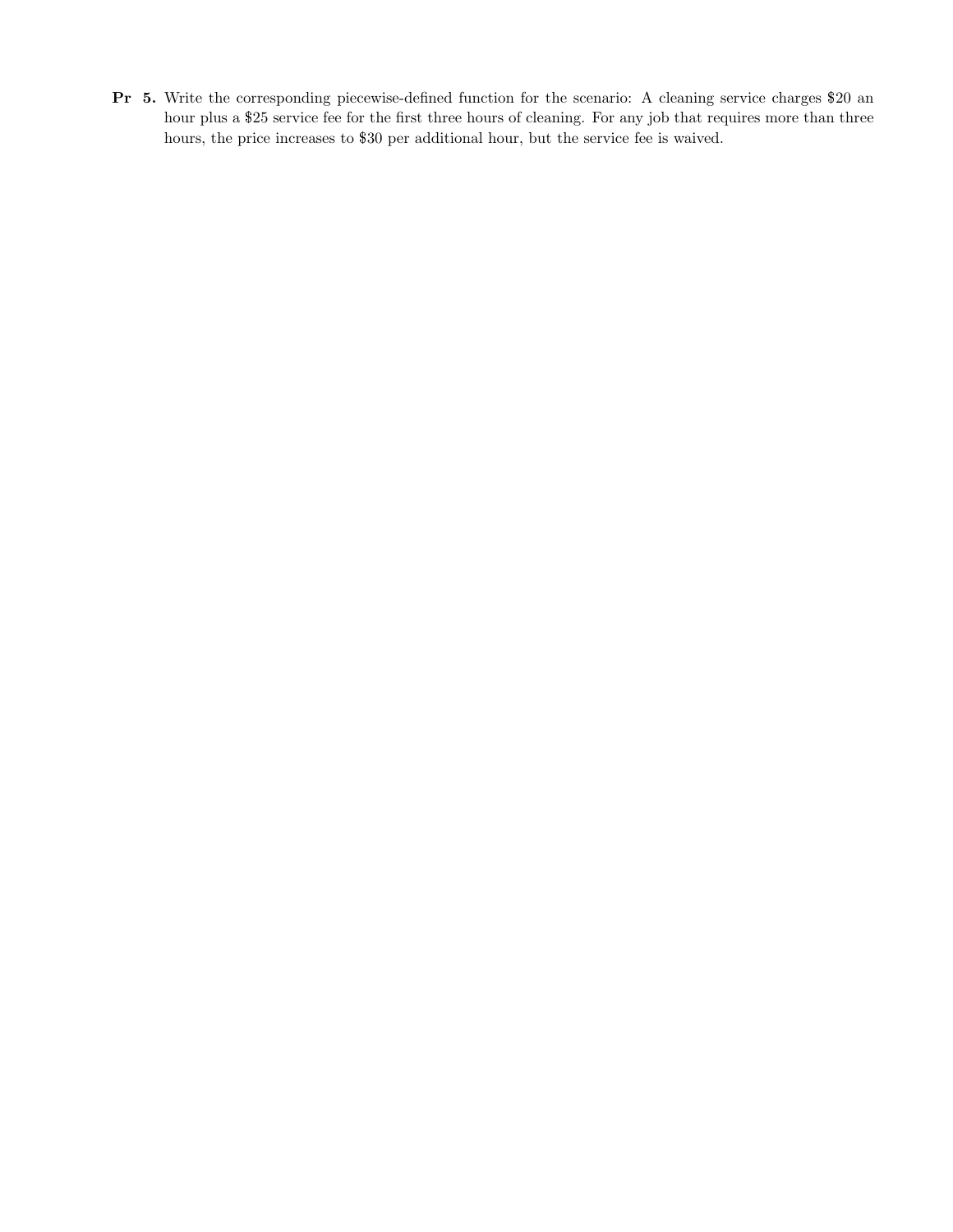**Pr 5.** Write the corresponding piecewise-defined function for the scenario: A cleaning service charges \$20 an hour plus a \$25 service fee for the first three hours of cleaning. For any job that requires more than three hours, the price increases to \$30 per additional hour, but the service fee is waived.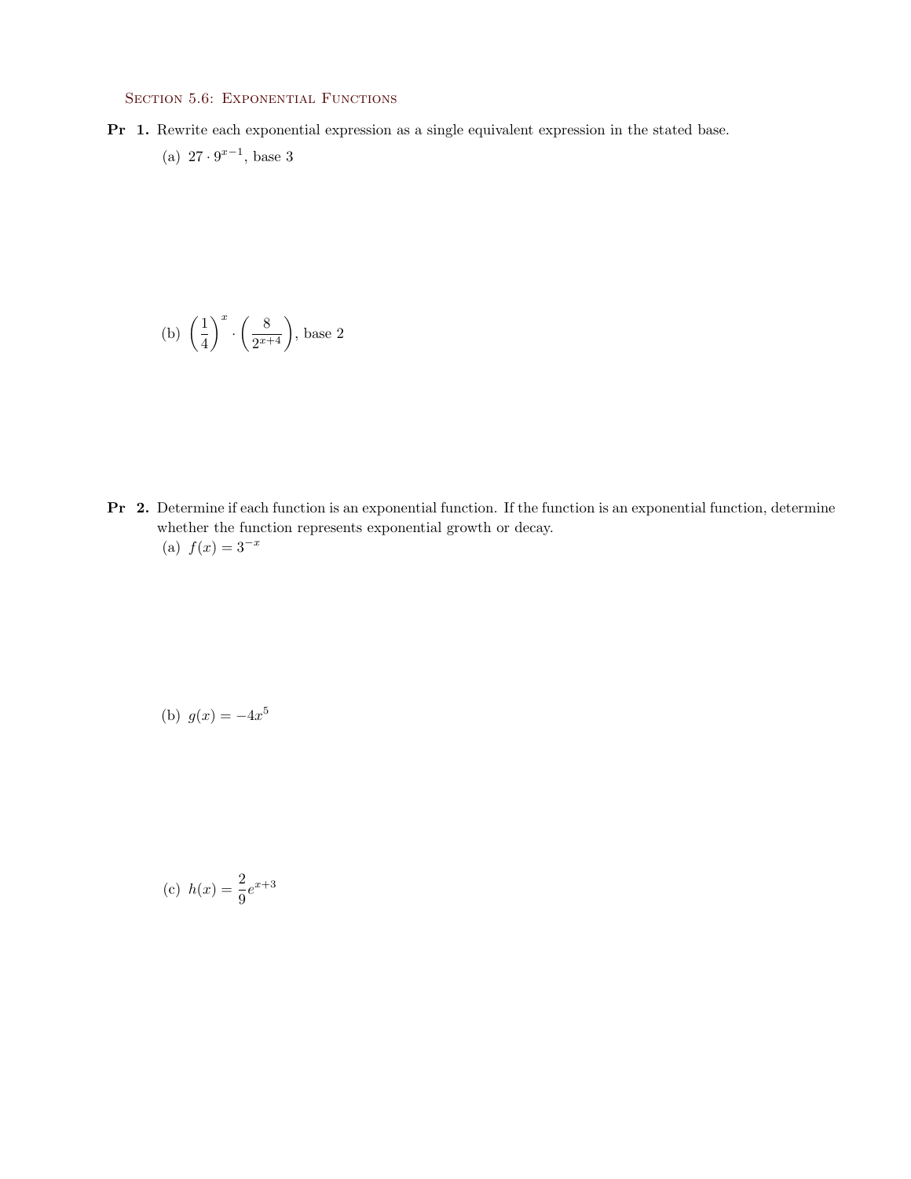## Section 5.6: Exponential Functions

**Pr 1.** Rewrite each exponential expression as a single equivalent expression in the stated base.

(a) $27 \cdot 9^{x-1}$, base 3

(b) $\left(\frac{1}{4}\right)^{x} \cdot \left(\frac{8}{2^{x+4}}\right)$, base 2

**Pr 2.** Determine if each function is an exponential function. If the function is an exponential function, determine whether the function represents exponential growth or decay.

(a) $f(x) = 3^{-x}$

(b) $g(x) = -4x^{5}$

(c) $h(x) = \frac{2}{9}e^{x+3}$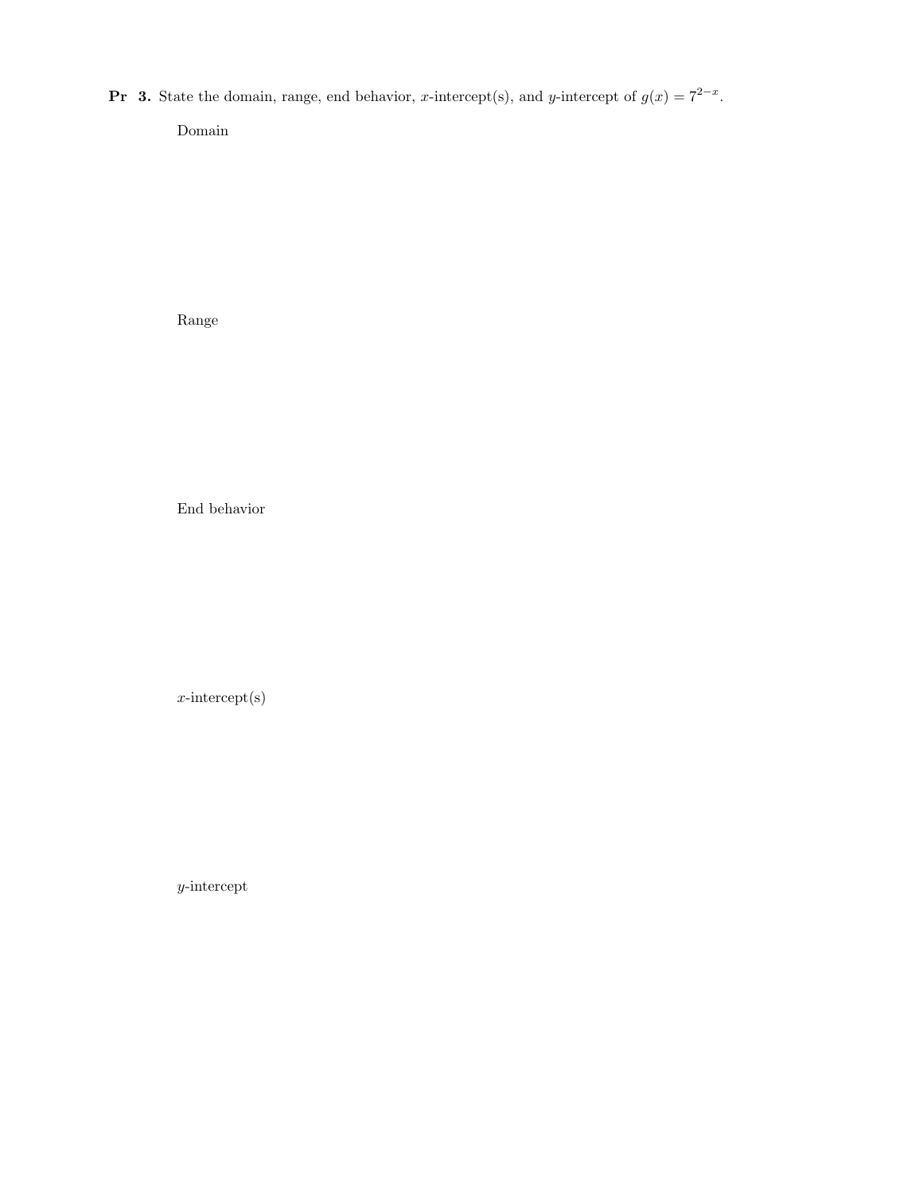**Pr 3.** State the domain, range, end behavior, $x$-intercept(s), and $y$-intercept of $g(x) = 7^{2-x}$.

Domain

Range

End behavior

$x$-intercept(s)

$y$-intercept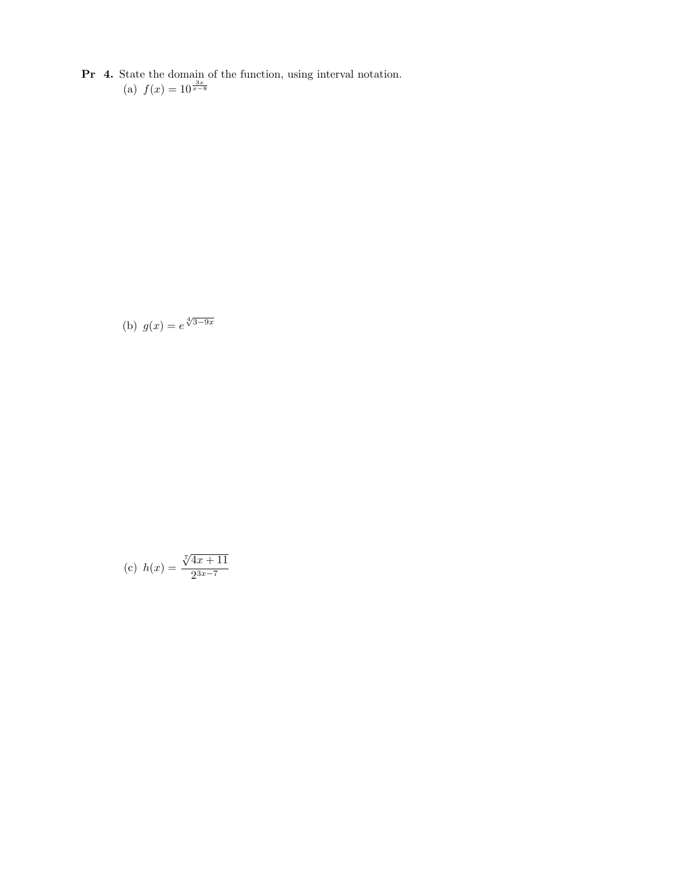**Pr 4.** State the domain of the function, using interval notation.

(a) $f(x) = 10^{\frac{3x}{x-8}}$

(b) $g(x) = e^{\sqrt[4]{3-9x}}$

(c) $h(x) = \dfrac{\sqrt[7]{4x+11}}{2^{3x-7}}$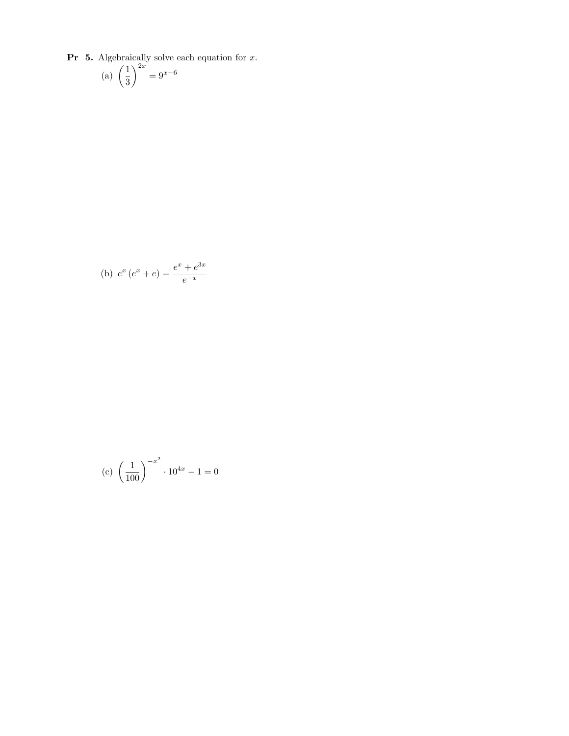**Pr 5.** Algebraically solve each equation for $x$.

(a) $\left(\dfrac{1}{3}\right)^{2x} = 9^{x-6}$

(b) $e^x\left(e^x + e\right) = \dfrac{e^x + e^{3x}}{e^{-x}}$

(c) $\left(\dfrac{1}{100}\right)^{-x^2} \cdot 10^{4x} - 1 = 0$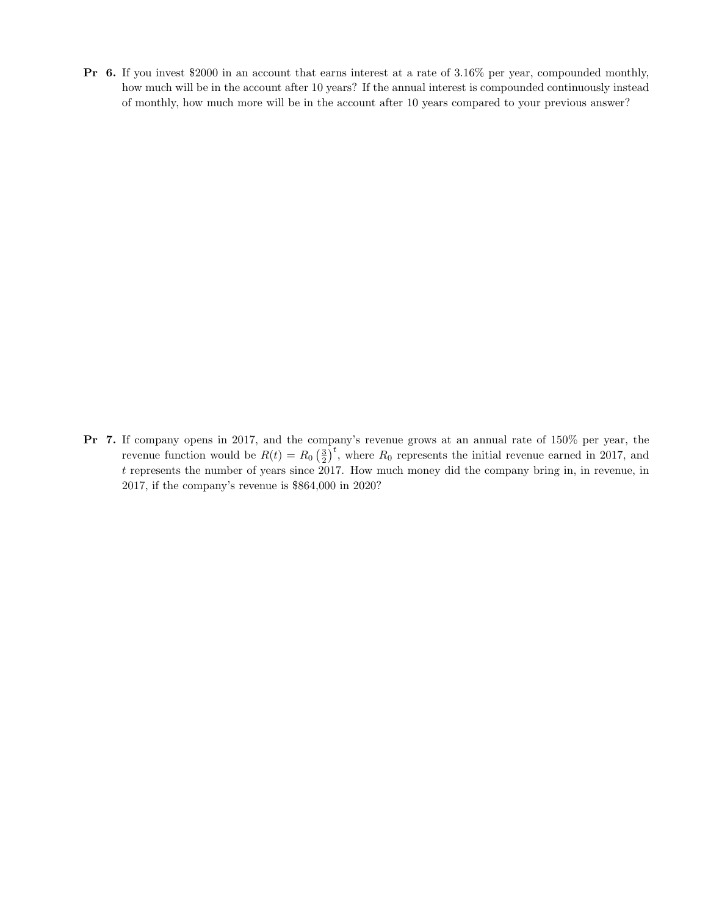**Pr 6.** If you invest \$2000 in an account that earns interest at a rate of 3.16% per year, compounded monthly, how much will be in the account after 10 years? If the annual interest is compounded continuously instead of monthly, how much more will be in the account after 10 years compared to your previous answer?

**Pr 7.** If company opens in 2017, and the company's revenue grows at an annual rate of 150% per year, the revenue function would be $R(t) = R_0 \left(\frac{3}{2}\right)^t$, where $R_0$ represents the initial revenue earned in 2017, and $t$ represents the number of years since 2017. How much money did the company bring in, in revenue, in 2017, if the company's revenue is \$864,000 in 2020?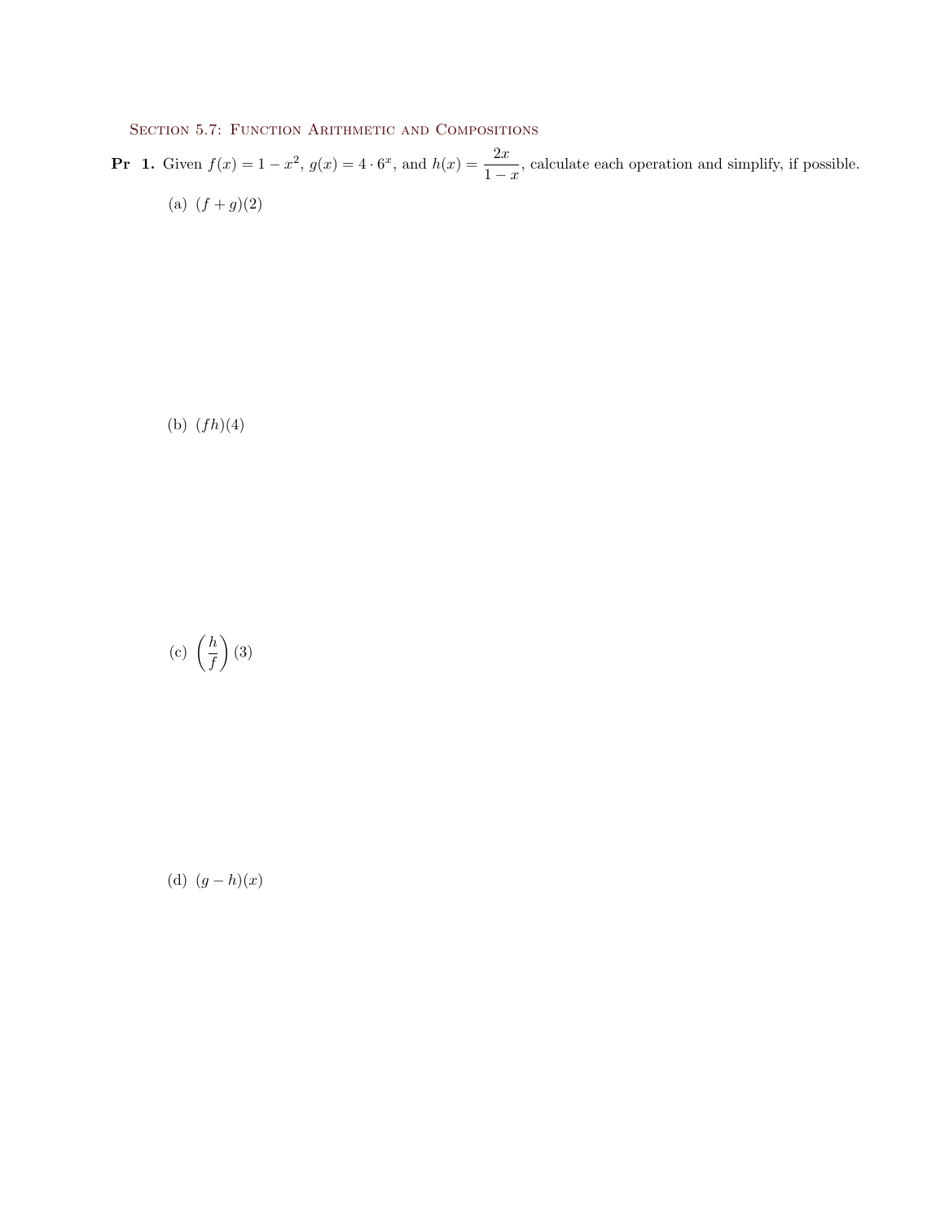## Section 5.7: Function Arithmetic and Compositions

**Pr 1.** Given $f(x) = 1 - x^2$, $g(x) = 4 \cdot 6^x$, and $h(x) = \dfrac{2x}{1-x}$, calculate each operation and simplify, if possible.

(a) $(f + g)(2)$

(b) $(fh)(4)$

(c) $\left(\dfrac{h}{f}\right)(3)$

(d) $(g - h)(x)$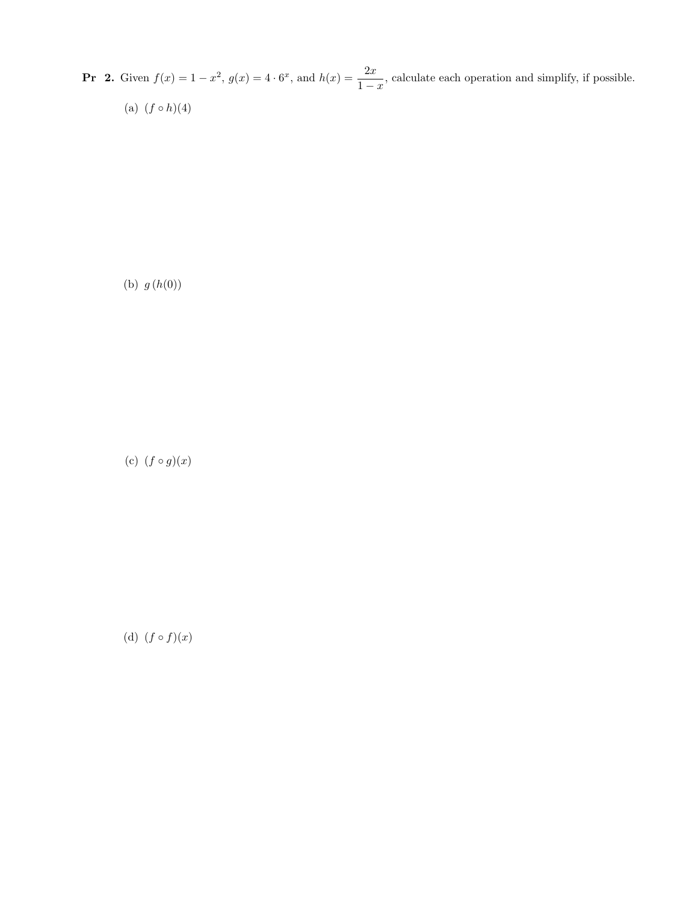**Pr 2.** Given $f(x) = 1 - x^2$, $g(x) = 4 \cdot 6^x$, and $h(x) = \dfrac{2x}{1-x}$, calculate each operation and simplify, if possible.

(a) $(f \circ h)(4)$

(b) $g\left(h(0)\right)$

(c) $(f \circ g)(x)$

(d) $(f \circ f)(x)$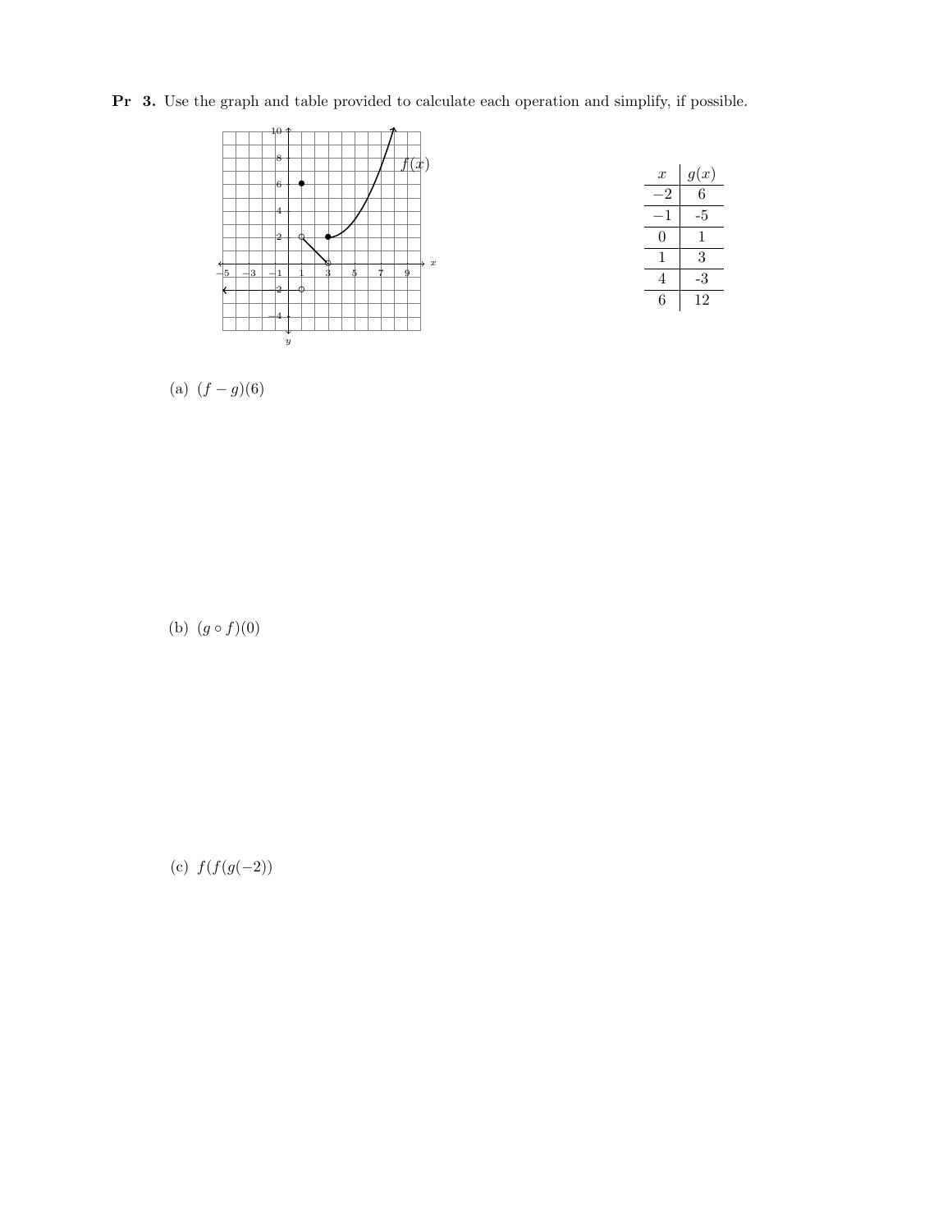**Pr 3.** Use the graph and table provided to calculate each operation and simplify, if possible.

10
8
6
4
2
−2
−4
−5 −3 −1 1 3 5 7 9
$x$
$y$
$f(x)$

| $x$ | $g(x)$ |
|---|---|
| $-2$ | 6 |
| $-1$ | -5 |
| 0 | 1 |
| 1 | 3 |
| 4 | -3 |
| 6 | 12 |

(a) $(f - g)(6)$

(b) $(g \circ f)(0)$

(c) $f(f(g(-2))$